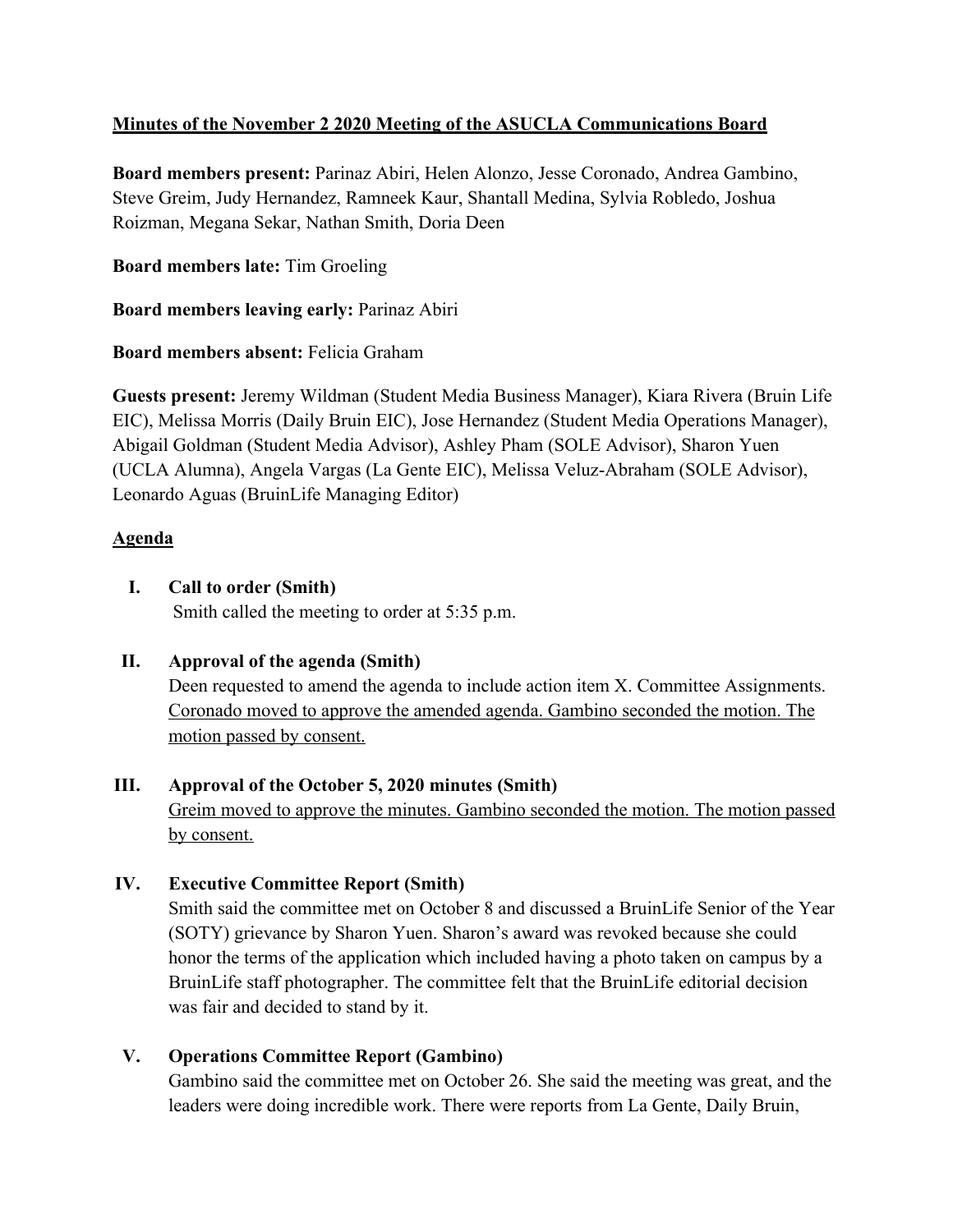**Minutes of the November 2 2020 Meeting of the ASUCLA Communications Board**

**Board members present:** Parinaz Abiri, Helen Alonzo, Jesse Coronado, Andrea Gambino, Steve Greim, Judy Hernandez, Ramneek Kaur, Shantall Medina, Sylvia Robledo, Joshua Roizman, Megana Sekar, Nathan Smith, Doria Deen

**Board members late:** Tim Groeling

**Board members leaving early:** Parinaz Abiri

**Board members absent:** Felicia Graham

**Guests present:** Jeremy Wildman (Student Media Business Manager), Kiara Rivera (Bruin Life EIC), Melissa Morris (Daily Bruin EIC), Jose Hernandez (Student Media Operations Manager), Abigail Goldman (Student Media Advisor), Ashley Pham (SOLE Advisor), Sharon Yuen (UCLA Alumna), Angela Vargas (La Gente EIC), Melissa Veluz-Abraham (SOLE Advisor), Leonardo Aguas (BruinLife Managing Editor)

**Agenda**

I. **Call to order (Smith)**
Smith called the meeting to order at 5:35 p.m.

II. **Approval of the agenda (Smith)**
Deen requested to amend the agenda to include action item X. Committee Assignments. Coronado moved to approve the amended agenda. Gambino seconded the motion. The motion passed by consent.

III. **Approval of the October 5, 2020 minutes (Smith)**
Greim moved to approve the minutes. Gambino seconded the motion. The motion passed by consent.

IV. **Executive Committee Report (Smith)**
Smith said the committee met on October 8 and discussed a BruinLife Senior of the Year (SOTY) grievance by Sharon Yuen. Sharon's award was revoked because she could honor the terms of the application which included having a photo taken on campus by a BruinLife staff photographer. The committee felt that the BruinLife editorial decision was fair and decided to stand by it.

V. **Operations Committee Report (Gambino)**
Gambino said the committee met on October 26. She said the meeting was great, and the leaders were doing incredible work. There were reports from La Gente, Daily Bruin,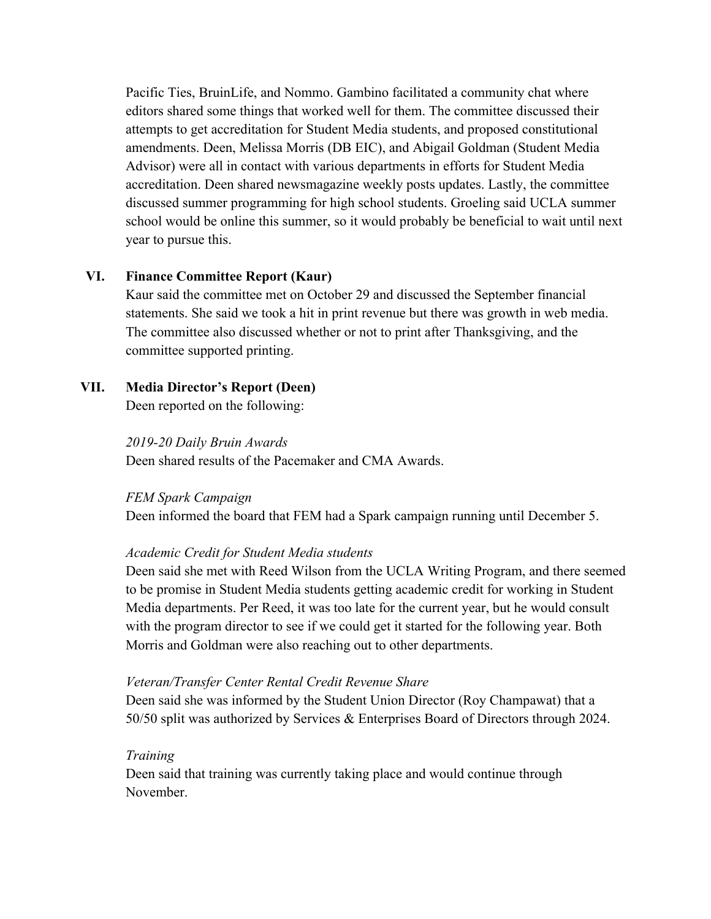Pacific Ties, BruinLife, and Nommo. Gambino facilitated a community chat where editors shared some things that worked well for them. The committee discussed their attempts to get accreditation for Student Media students, and proposed constitutional amendments. Deen, Melissa Morris (DB EIC), and Abigail Goldman (Student Media Advisor) were all in contact with various departments in efforts for Student Media accreditation. Deen shared newsmagazine weekly posts updates. Lastly, the committee discussed summer programming for high school students. Groeling said UCLA summer school would be online this summer, so it would probably be beneficial to wait until next year to pursue this.

## VI. Finance Committee Report (Kaur)

Kaur said the committee met on October 29 and discussed the September financial statements. She said we took a hit in print revenue but there was growth in web media. The committee also discussed whether or not to print after Thanksgiving, and the committee supported printing.

## VII. Media Director's Report (Deen)

Deen reported on the following:

*2019-20 Daily Bruin Awards*
Deen shared results of the Pacemaker and CMA Awards.

*FEM Spark Campaign*
Deen informed the board that FEM had a Spark campaign running until December 5.

*Academic Credit for Student Media students*
Deen said she met with Reed Wilson from the UCLA Writing Program, and there seemed to be promise in Student Media students getting academic credit for working in Student Media departments. Per Reed, it was too late for the current year, but he would consult with the program director to see if we could get it started for the following year. Both Morris and Goldman were also reaching out to other departments.

*Veteran/Transfer Center Rental Credit Revenue Share*
Deen said she was informed by the Student Union Director (Roy Champawat) that a 50/50 split was authorized by Services & Enterprises Board of Directors through 2024.

*Training*
Deen said that training was currently taking place and would continue through November.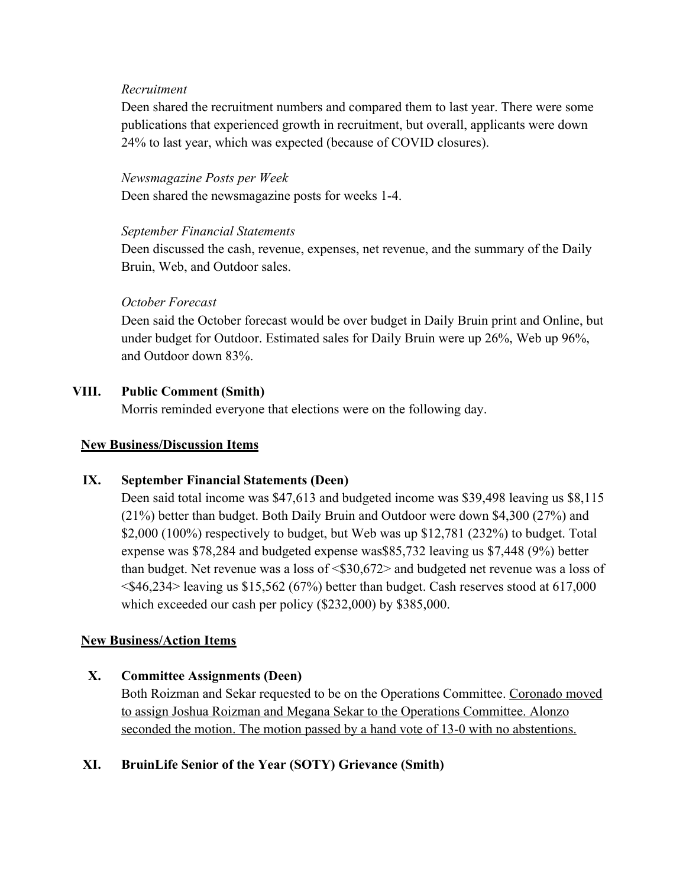*Recruitment*

Deen shared the recruitment numbers and compared them to last year. There were some publications that experienced growth in recruitment, but overall, applicants were down 24% to last year, which was expected (because of COVID closures).

*Newsmagazine Posts per Week*

Deen shared the newsmagazine posts for weeks 1-4.

*September Financial Statements*

Deen discussed the cash, revenue, expenses, net revenue, and the summary of the Daily Bruin, Web, and Outdoor sales.

*October Forecast*

Deen said the October forecast would be over budget in Daily Bruin print and Online, but under budget for Outdoor. Estimated sales for Daily Bruin were up 26%, Web up 96%, and Outdoor down 83%.

**VIII. Public Comment (Smith)**

Morris reminded everyone that elections were on the following day.

**<u>New Business/Discussion Items</u>**

**IX. September Financial Statements (Deen)**

Deen said total income was $47,613 and budgeted income was $39,498 leaving us $8,115 (21%) better than budget. Both Daily Bruin and Outdoor were down $4,300 (27%) and $2,000 (100%) respectively to budget, but Web was up $12,781 (232%) to budget. Total expense was $78,284 and budgeted expense was$85,732 leaving us $7,448 (9%) better than budget. Net revenue was a loss of <$30,672> and budgeted net revenue was a loss of <$46,234> leaving us $15,562 (67%) better than budget. Cash reserves stood at 617,000 which exceeded our cash per policy ($232,000) by $385,000.

**<u>New Business/Action Items</u>**

**X. Committee Assignments (Deen)**

Both Roizman and Sekar requested to be on the Operations Committee. <u>Coronado moved to assign Joshua Roizman and Megana Sekar to the Operations Committee. Alonzo seconded the motion. The motion passed by a hand vote of 13-0 with no abstentions.</u>

**XI. BruinLife Senior of the Year (SOTY) Grievance (Smith)**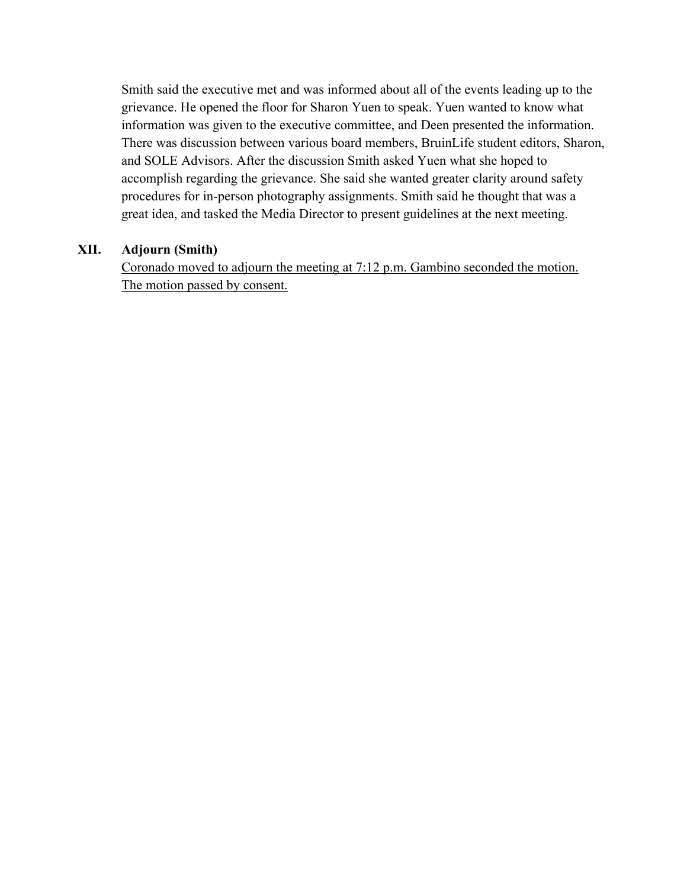Smith said the executive met and was informed about all of the events leading up to the grievance. He opened the floor for Sharon Yuen to speak. Yuen wanted to know what information was given to the executive committee, and Deen presented the information. There was discussion between various board members, BruinLife student editors, Sharon, and SOLE Advisors. After the discussion Smith asked Yuen what she hoped to accomplish regarding the grievance. She said she wanted greater clarity around safety procedures for in-person photography assignments. Smith said he thought that was a great idea, and tasked the Media Director to present guidelines at the next meeting.

## XII. Adjourn (Smith)

<u>Coronado moved to adjourn the meeting at 7:12 p.m. Gambino seconded the motion. The motion passed by consent.</u>